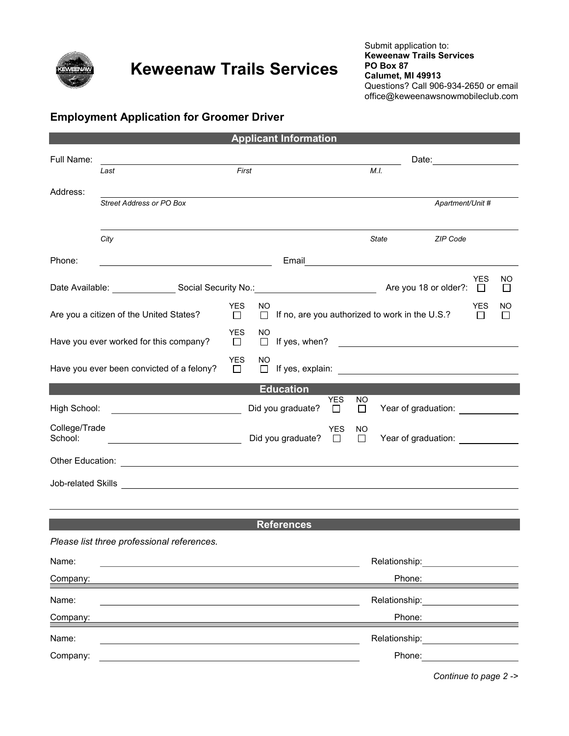# Keweenaw Trails Services

Submit application to:
**Keweenaw Trails Services**
**PO Box 87**
**Calumet, MI 49913**
Questions? Call 906-934-2650 or email office@keweenawsnowmobileclub.com

## Employment Application for Groomer Driver

### Applicant Information

Full Name: ______________________________ Date: __________

*Last* *First* *M.I.*

Address: ____________________________________________

*Street Address or PO Box* *Apartment/Unit #*

____________________________________________

*City* *State* *ZIP Code*

Phone: ____________________ Email ____________________

Date Available: __________ Social Security No.: ____________________ Are you 18 or older?: YES ☐ NO ☐

Are you a citizen of the United States? YES ☐ NO ☐ If no, are you authorized to work in the U.S.? YES ☐ NO ☐

Have you ever worked for this company? YES ☐ NO ☐ If yes, when? ____________________

Have you ever been convicted of a felony? YES ☐ NO ☐ If yes, explain: ____________________

### Education

High School: ____________________ Did you graduate? YES ☐ NO ☐ Year of graduation: __________

College/Trade School: ____________________ Did you graduate? YES ☐ NO ☐ Year of graduation: __________

Other Education: ____________________________________________

Job-related Skills ____________________________________________

### References

*Please list three professional references.*

Name: ____________________ Relationship: __________

Company: ____________________ Phone: __________

Name: ____________________ Relationship: __________

Company: ____________________ Phone: __________

Name: ____________________ Relationship: __________

Company: ____________________ Phone: __________

*Continue to page 2 ->*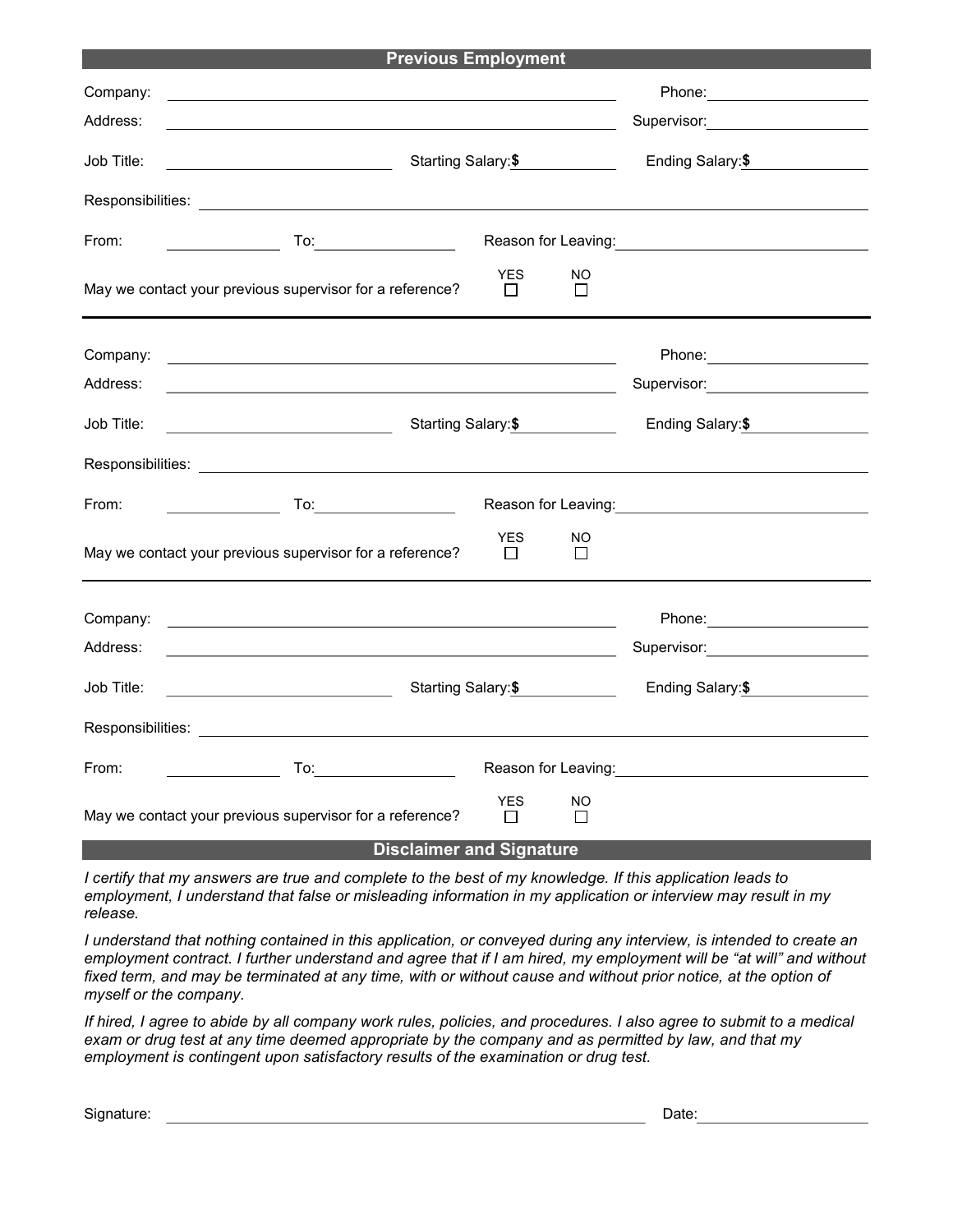## Previous Employment

Company: ______________________________ Phone: ______________

Address: ______________________________ Supervisor: ______________

Job Title: ______________ Starting Salary: $ ______________ Ending Salary: $ ______________

Responsibilities: ______________________________________________

From: ______________ To: ______________ Reason for Leaving: ______________

May we contact your previous supervisor for a reference? YES ☐ NO ☐

---

Company: ______________________________ Phone: ______________

Address: ______________________________ Supervisor: ______________

Job Title: ______________ Starting Salary: $ ______________ Ending Salary: $ ______________

Responsibilities: ______________________________________________

From: ______________ To: ______________ Reason for Leaving: ______________

May we contact your previous supervisor for a reference? YES ☐ NO ☐

---

Company: ______________________________ Phone: ______________

Address: ______________________________ Supervisor: ______________

Job Title: ______________ Starting Salary: $ ______________ Ending Salary: $ ______________

Responsibilities: ______________________________________________

From: ______________ To: ______________ Reason for Leaving: ______________

May we contact your previous supervisor for a reference? YES ☐ NO ☐

## Disclaimer and Signature

*I certify that my answers are true and complete to the best of my knowledge. If this application leads to employment, I understand that false or misleading information in my application or interview may result in my release.*

*I understand that nothing contained in this application, or conveyed during any interview, is intended to create an employment contract. I further understand and agree that if I am hired, my employment will be "at will" and without fixed term, and may be terminated at any time, with or without cause and without prior notice, at the option of myself or the company.*

*If hired, I agree to abide by all company work rules, policies, and procedures. I also agree to submit to a medical exam or drug test at any time deemed appropriate by the company and as permitted by law, and that my employment is contingent upon satisfactory results of the examination or drug test.*

Signature: ______________________________ Date: ______________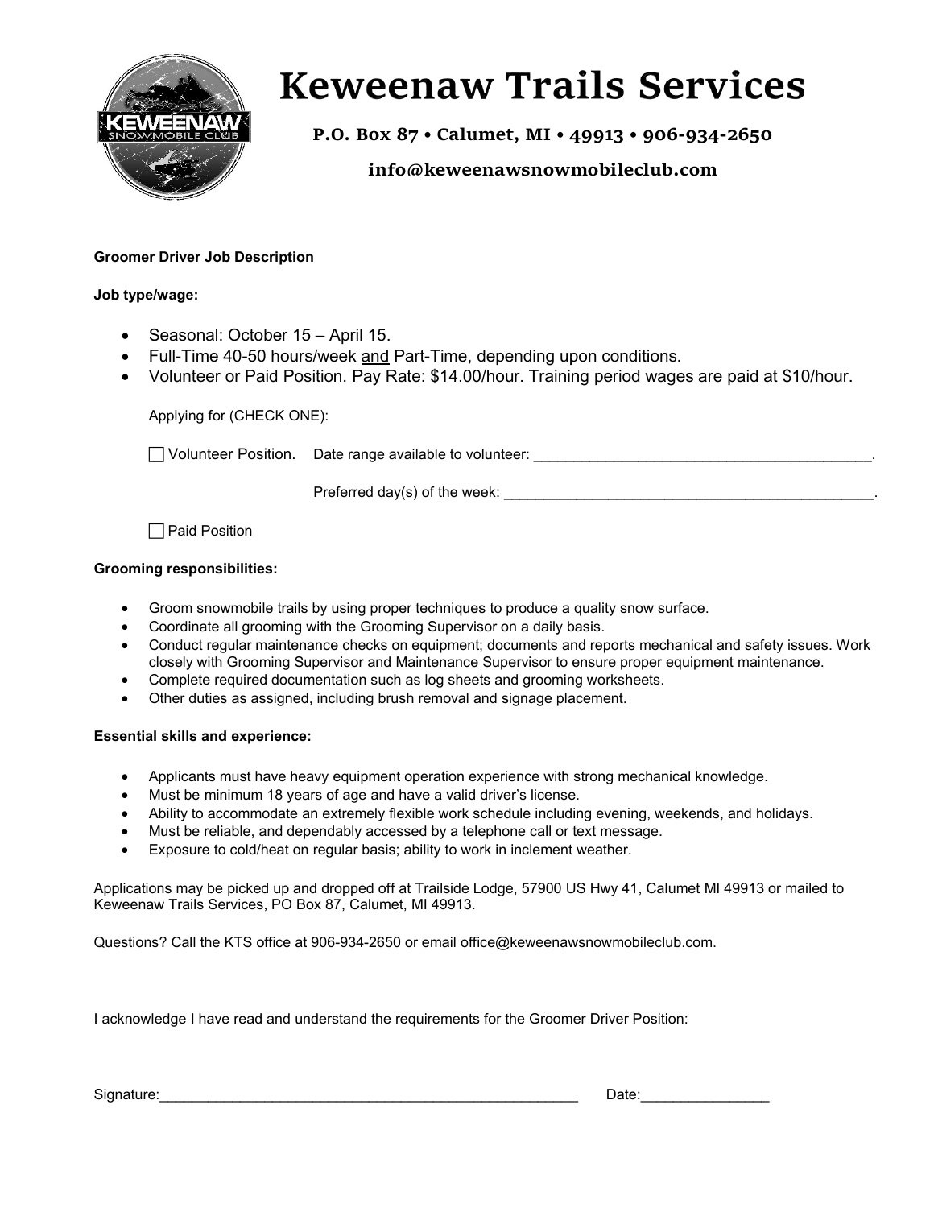# Keweenaw Trails Services

**P.O. Box 87 • Calumet, MI • 49913 • 906-934-2650**

**info@keweenawsnowmobileclub.com**

**Groomer Driver Job Description**

**Job type/wage:**

- Seasonal: October 15 – April 15.
- Full-Time 40-50 hours/week <u>and</u> Part-Time, depending upon conditions.
- Volunteer or Paid Position. Pay Rate: $14.00/hour. Training period wages are paid at $10/hour.

Applying for (CHECK ONE):

☐ Volunteer Position. Date range available to volunteer: ___________________________________________.

Preferred day(s) of the week: ________________________________________________.

☐ Paid Position

**Grooming responsibilities:**

- Groom snowmobile trails by using proper techniques to produce a quality snow surface.
- Coordinate all grooming with the Grooming Supervisor on a daily basis.
- Conduct regular maintenance checks on equipment; documents and reports mechanical and safety issues. Work closely with Grooming Supervisor and Maintenance Supervisor to ensure proper equipment maintenance.
- Complete required documentation such as log sheets and grooming worksheets.
- Other duties as assigned, including brush removal and signage placement.

**Essential skills and experience:**

- Applicants must have heavy equipment operation experience with strong mechanical knowledge.
- Must be minimum 18 years of age and have a valid driver's license.
- Ability to accommodate an extremely flexible work schedule including evening, weekends, and holidays.
- Must be reliable, and dependably accessed by a telephone call or text message.
- Exposure to cold/heat on regular basis; ability to work in inclement weather.

Applications may be picked up and dropped off at Trailside Lodge, 57900 US Hwy 41, Calumet MI 49913 or mailed to Keweenaw Trails Services, PO Box 87, Calumet, MI 49913.

Questions? Call the KTS office at 906-934-2650 or email office@keweenawsnowmobileclub.com.

I acknowledge I have read and understand the requirements for the Groomer Driver Position:

Signature:______________________________________________________ Date:________________